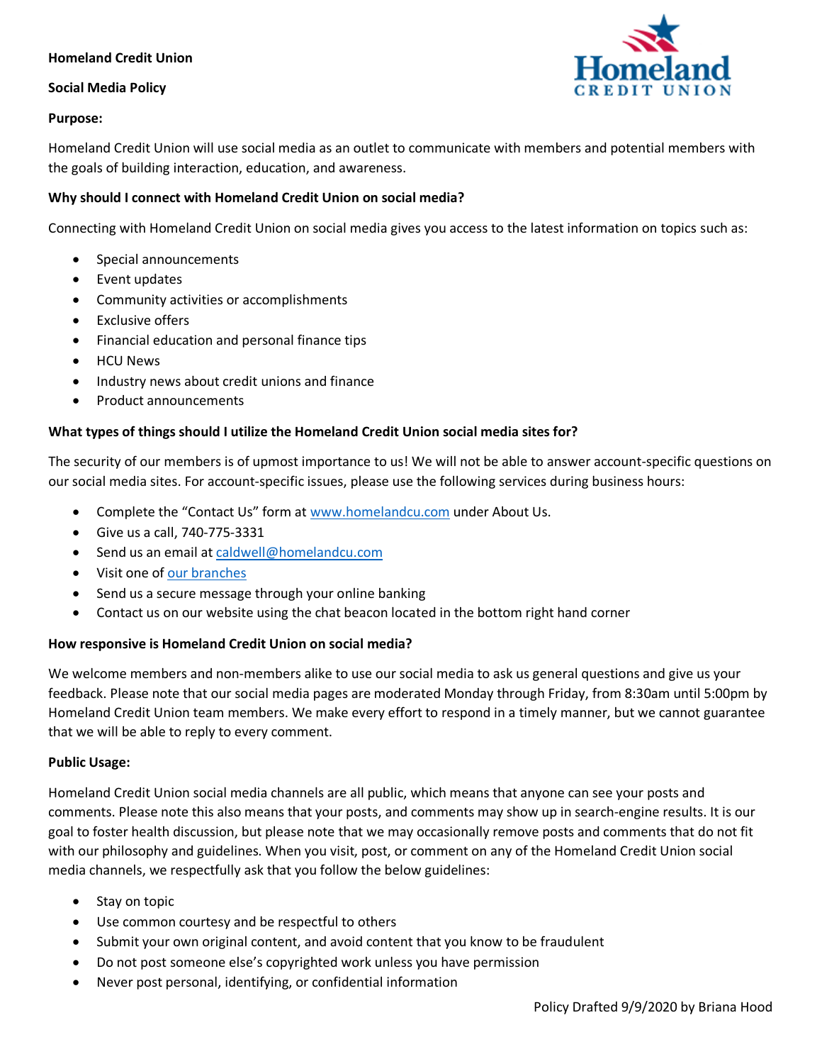**Homeland Credit Union**

**Social Media Policy**

**Purpose:**

Homeland Credit Union will use social media as an outlet to communicate with members and potential members with the goals of building interaction, education, and awareness.

**Why should I connect with Homeland Credit Union on social media?**

Connecting with Homeland Credit Union on social media gives you access to the latest information on topics such as:

- Special announcements
- Event updates
- Community activities or accomplishments
- Exclusive offers
- Financial education and personal finance tips
- HCU News
- Industry news about credit unions and finance
- Product announcements

**What types of things should I utilize the Homeland Credit Union social media sites for?**

The security of our members is of upmost importance to us! We will not be able to answer account-specific questions on our social media sites. For account-specific issues, please use the following services during business hours:

- Complete the "Contact Us" form at www.homelandcu.com under About Us.
- Give us a call, 740-775-3331
- Send us an email at caldwell@homelandcu.com
- Visit one of our branches
- Send us a secure message through your online banking
- Contact us on our website using the chat beacon located in the bottom right hand corner

**How responsive is Homeland Credit Union on social media?**

We welcome members and non-members alike to use our social media to ask us general questions and give us your feedback. Please note that our social media pages are moderated Monday through Friday, from 8:30am until 5:00pm by Homeland Credit Union team members. We make every effort to respond in a timely manner, but we cannot guarantee that we will be able to reply to every comment.

**Public Usage:**

Homeland Credit Union social media channels are all public, which means that anyone can see your posts and comments. Please note this also means that your posts, and comments may show up in search-engine results. It is our goal to foster health discussion, but please note that we may occasionally remove posts and comments that do not fit with our philosophy and guidelines. When you visit, post, or comment on any of the Homeland Credit Union social media channels, we respectfully ask that you follow the below guidelines:

- Stay on topic
- Use common courtesy and be respectful to others
- Submit your own original content, and avoid content that you know to be fraudulent
- Do not post someone else's copyrighted work unless you have permission
- Never post personal, identifying, or confidential information

Policy Drafted 9/9/2020 by Briana Hood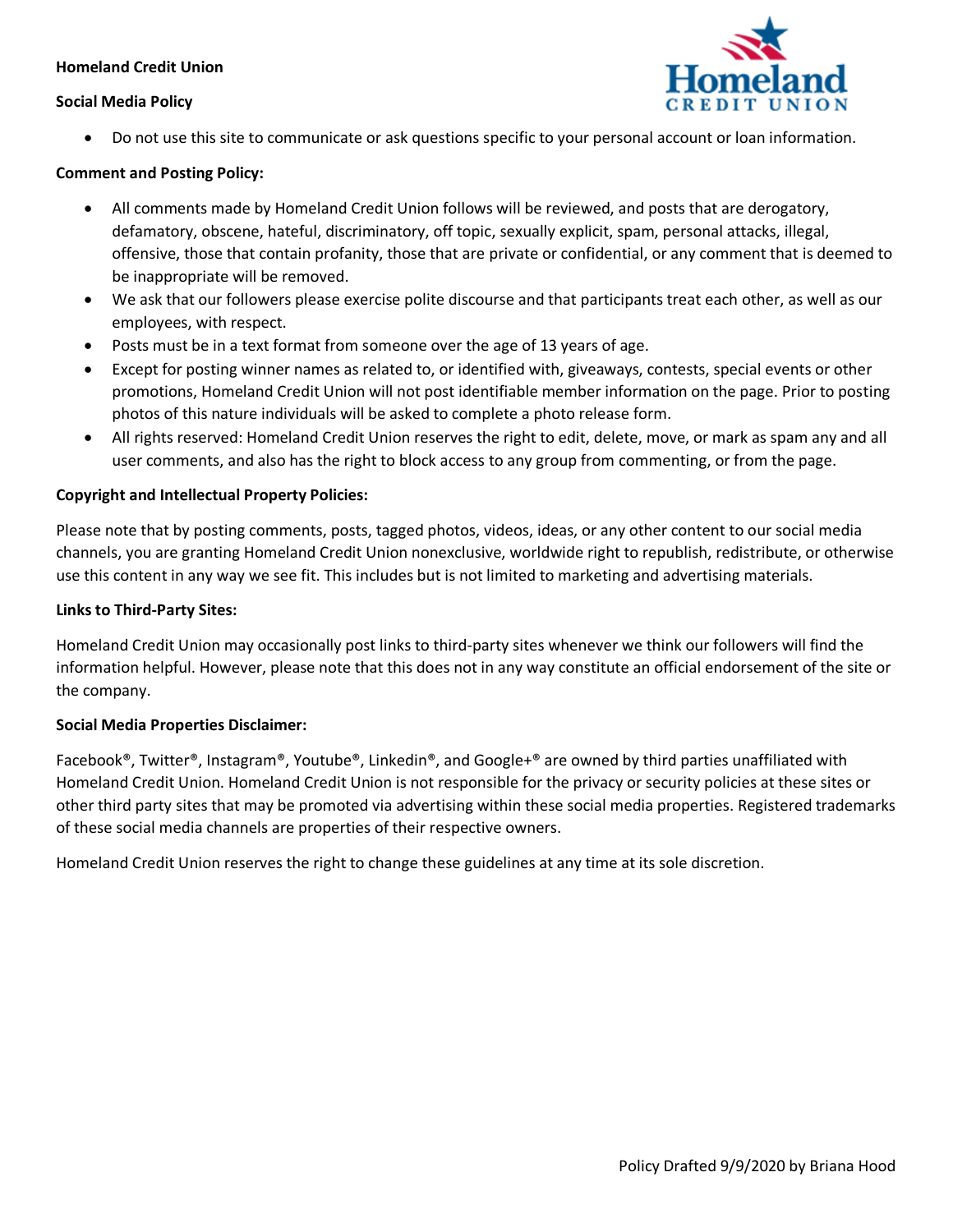- Do not use this site to communicate or ask questions specific to your personal account or loan information.

**Comment and Posting Policy:**

- All comments made by Homeland Credit Union follows will be reviewed, and posts that are derogatory, defamatory, obscene, hateful, discriminatory, off topic, sexually explicit, spam, personal attacks, illegal, offensive, those that contain profanity, those that are private or confidential, or any comment that is deemed to be inappropriate will be removed.
- We ask that our followers please exercise polite discourse and that participants treat each other, as well as our employees, with respect.
- Posts must be in a text format from someone over the age of 13 years of age.
- Except for posting winner names as related to, or identified with, giveaways, contests, special events or other promotions, Homeland Credit Union will not post identifiable member information on the page. Prior to posting photos of this nature individuals will be asked to complete a photo release form.
- All rights reserved: Homeland Credit Union reserves the right to edit, delete, move, or mark as spam any and all user comments, and also has the right to block access to any group from commenting, or from the page.

**Copyright and Intellectual Property Policies:**

Please note that by posting comments, posts, tagged photos, videos, ideas, or any other content to our social media channels, you are granting Homeland Credit Union nonexclusive, worldwide right to republish, redistribute, or otherwise use this content in any way we see fit. This includes but is not limited to marketing and advertising materials.

**Links to Third-Party Sites:**

Homeland Credit Union may occasionally post links to third-party sites whenever we think our followers will find the information helpful. However, please note that this does not in any way constitute an official endorsement of the site or the company.

**Social Media Properties Disclaimer:**

Facebook®, Twitter®, Instagram®, Youtube®, Linkedin®, and Google+® are owned by third parties unaffiliated with Homeland Credit Union. Homeland Credit Union is not responsible for the privacy or security policies at these sites or other third party sites that may be promoted via advertising within these social media properties. Registered trademarks of these social media channels are properties of their respective owners.

Homeland Credit Union reserves the right to change these guidelines at any time at its sole discretion.